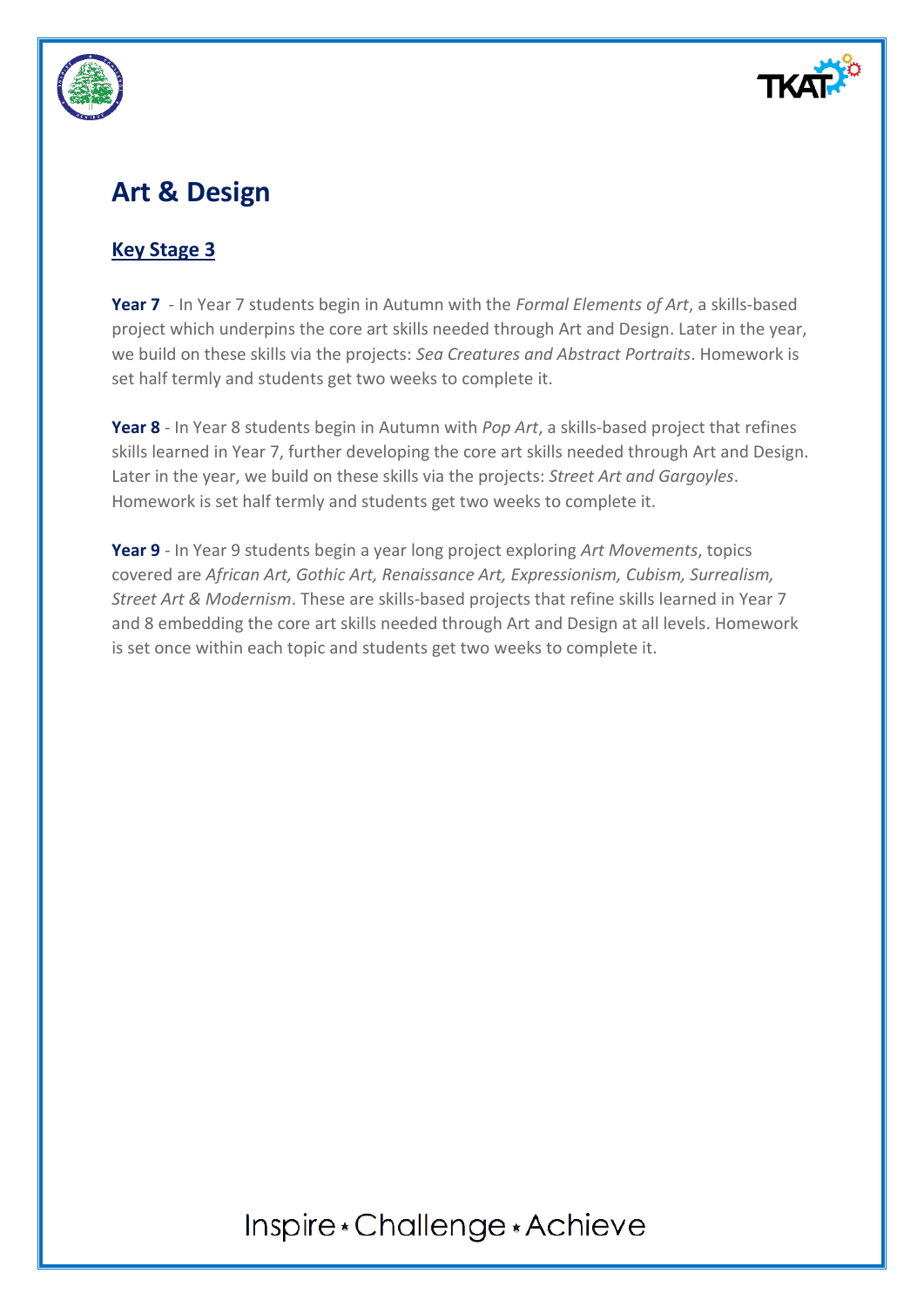# Art & Design

## Key Stage 3

**Year 7** - In Year 7 students begin in Autumn with the *Formal Elements of Art*, a skills-based project which underpins the core art skills needed through Art and Design. Later in the year, we build on these skills via the projects: *Sea Creatures and Abstract Portraits*. Homework is set half termly and students get two weeks to complete it.

**Year 8** - In Year 8 students begin in Autumn with *Pop Art*, a skills-based project that refines skills learned in Year 7, further developing the core art skills needed through Art and Design. Later in the year, we build on these skills via the projects: *Street Art and Gargoyles*. Homework is set half termly and students get two weeks to complete it.

**Year 9** - In Year 9 students begin a year long project exploring *Art Movements*, topics covered are *African Art, Gothic Art, Renaissance Art, Expressionism, Cubism, Surrealism, Street Art & Modernism*. These are skills-based projects that refine skills learned in Year 7 and 8 embedding the core art skills needed through Art and Design at all levels. Homework is set once within each topic and students get two weeks to complete it.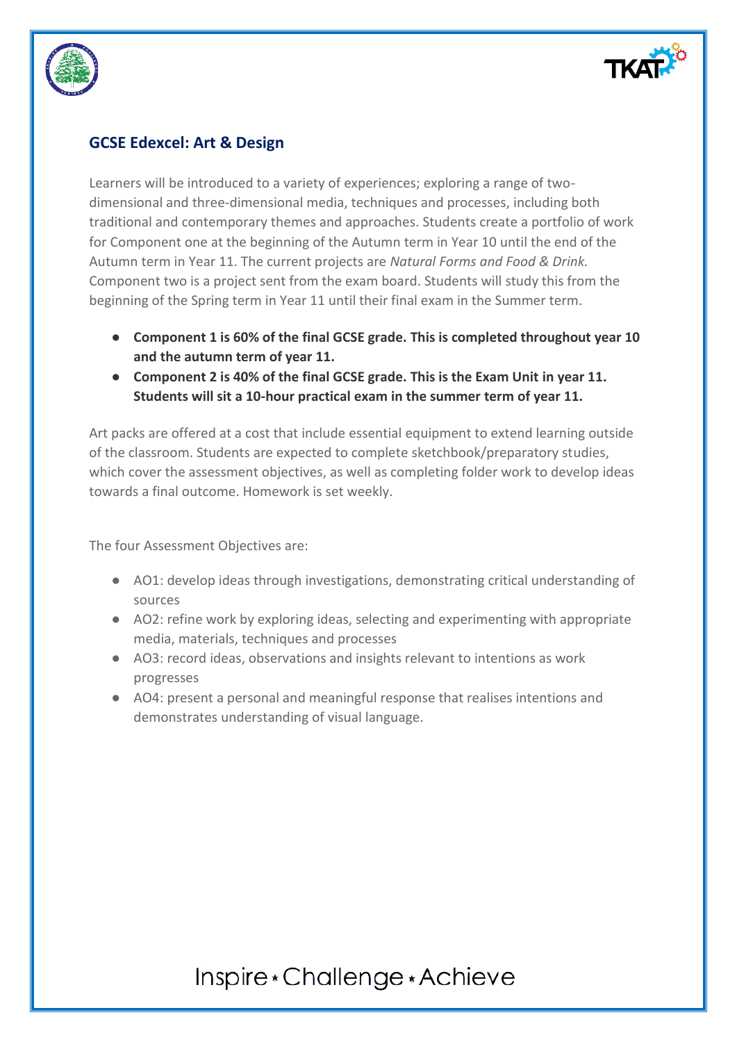## GCSE Edexcel: Art & Design

Learners will be introduced to a variety of experiences; exploring a range of two-dimensional and three-dimensional media, techniques and processes, including both traditional and contemporary themes and approaches. Students create a portfolio of work for Component one at the beginning of the Autumn term in Year 10 until the end of the Autumn term in Year 11. The current projects are *Natural Forms and Food & Drink.* Component two is a project sent from the exam board. Students will study this from the beginning of the Spring term in Year 11 until their final exam in the Summer term.

- **Component 1 is 60% of the final GCSE grade. This is completed throughout year 10 and the autumn term of year 11.**
- **Component 2 is 40% of the final GCSE grade. This is the Exam Unit in year 11. Students will sit a 10-hour practical exam in the summer term of year 11.**

Art packs are offered at a cost that include essential equipment to extend learning outside of the classroom. Students are expected to complete sketchbook/preparatory studies, which cover the assessment objectives, as well as completing folder work to develop ideas towards a final outcome. Homework is set weekly.

The four Assessment Objectives are:

- AO1: develop ideas through investigations, demonstrating critical understanding of sources
- AO2: refine work by exploring ideas, selecting and experimenting with appropriate media, materials, techniques and processes
- AO3: record ideas, observations and insights relevant to intentions as work progresses
- AO4: present a personal and meaningful response that realises intentions and demonstrates understanding of visual language.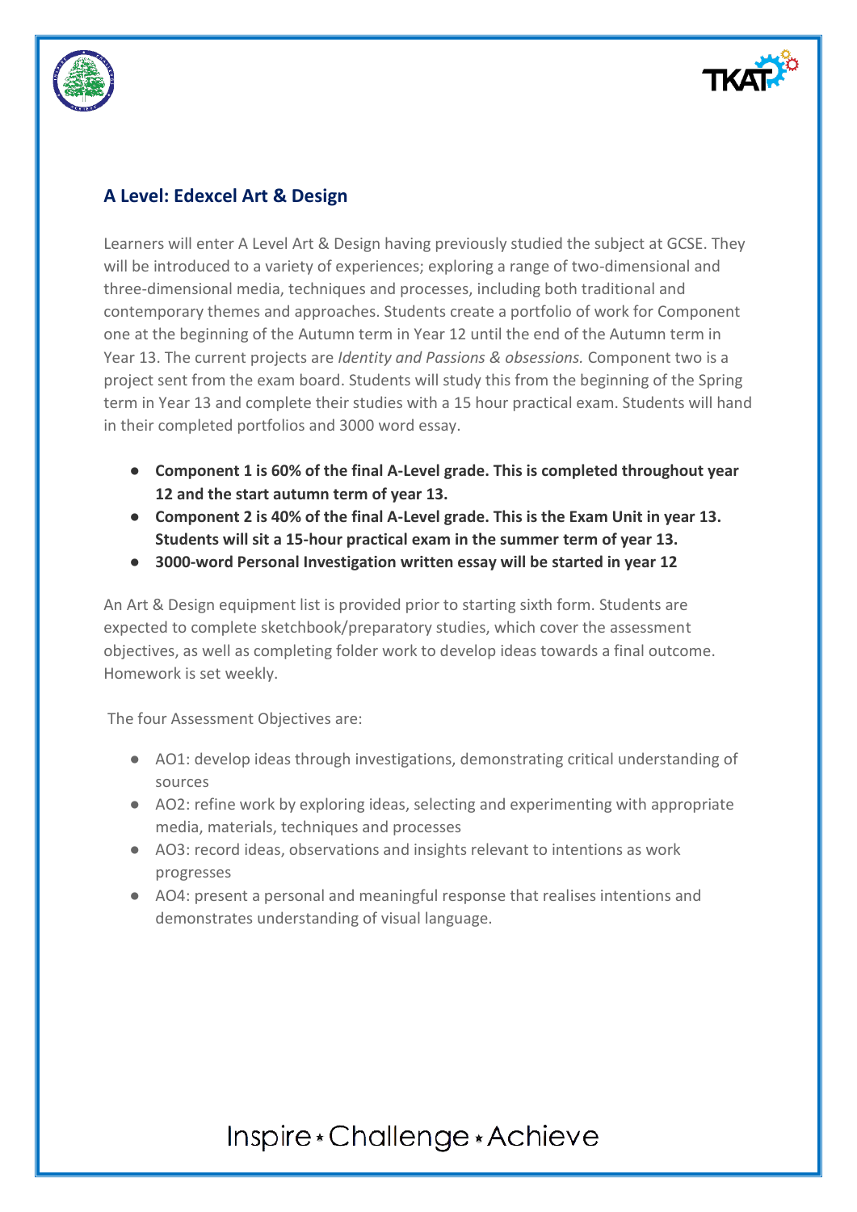## A Level: Edexcel Art & Design

Learners will enter A Level Art & Design having previously studied the subject at GCSE. They will be introduced to a variety of experiences; exploring a range of two-dimensional and three-dimensional media, techniques and processes, including both traditional and contemporary themes and approaches. Students create a portfolio of work for Component one at the beginning of the Autumn term in Year 12 until the end of the Autumn term in Year 13. The current projects are *Identity and Passions & obsessions.* Component two is a project sent from the exam board. Students will study this from the beginning of the Spring term in Year 13 and complete their studies with a 15 hour practical exam. Students will hand in their completed portfolios and 3000 word essay.

- **Component 1 is 60% of the final A-Level grade. This is completed throughout year 12 and the start autumn term of year 13.**
- **Component 2 is 40% of the final A-Level grade. This is the Exam Unit in year 13. Students will sit a 15-hour practical exam in the summer term of year 13.**
- **3000-word Personal Investigation written essay will be started in year 12**

An Art & Design equipment list is provided prior to starting sixth form. Students are expected to complete sketchbook/preparatory studies, which cover the assessment objectives, as well as completing folder work to develop ideas towards a final outcome. Homework is set weekly.

The four Assessment Objectives are:

- AO1: develop ideas through investigations, demonstrating critical understanding of sources
- AO2: refine work by exploring ideas, selecting and experimenting with appropriate media, materials, techniques and processes
- AO3: record ideas, observations and insights relevant to intentions as work progresses
- AO4: present a personal and meaningful response that realises intentions and demonstrates understanding of visual language.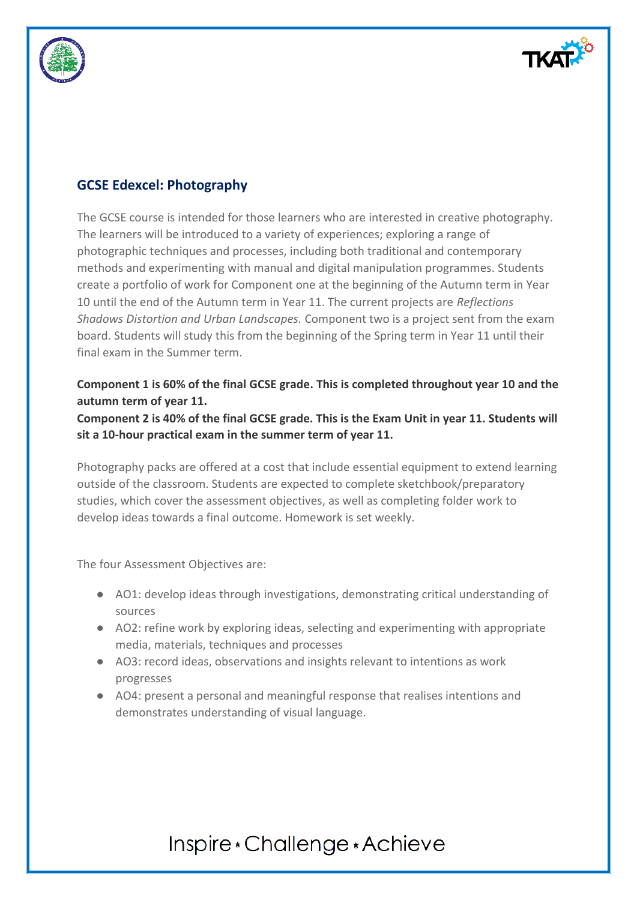## GCSE Edexcel: Photography

The GCSE course is intended for those learners who are interested in creative photography. The learners will be introduced to a variety of experiences; exploring a range of photographic techniques and processes, including both traditional and contemporary methods and experimenting with manual and digital manipulation programmes. Students create a portfolio of work for Component one at the beginning of the Autumn term in Year 10 until the end of the Autumn term in Year 11. The current projects are *Reflections Shadows Distortion and Urban Landscapes.* Component two is a project sent from the exam board. Students will study this from the beginning of the Spring term in Year 11 until their final exam in the Summer term.

**Component 1 is 60% of the final GCSE grade. This is completed throughout year 10 and the autumn term of year 11.**
**Component 2 is 40% of the final GCSE grade. This is the Exam Unit in year 11. Students will sit a 10-hour practical exam in the summer term of year 11.**

Photography packs are offered at a cost that include essential equipment to extend learning outside of the classroom. Students are expected to complete sketchbook/preparatory studies, which cover the assessment objectives, as well as completing folder work to develop ideas towards a final outcome. Homework is set weekly.

The four Assessment Objectives are:

- AO1: develop ideas through investigations, demonstrating critical understanding of sources
- AO2: refine work by exploring ideas, selecting and experimenting with appropriate media, materials, techniques and processes
- AO3: record ideas, observations and insights relevant to intentions as work progresses
- AO4: present a personal and meaningful response that realises intentions and demonstrates understanding of visual language.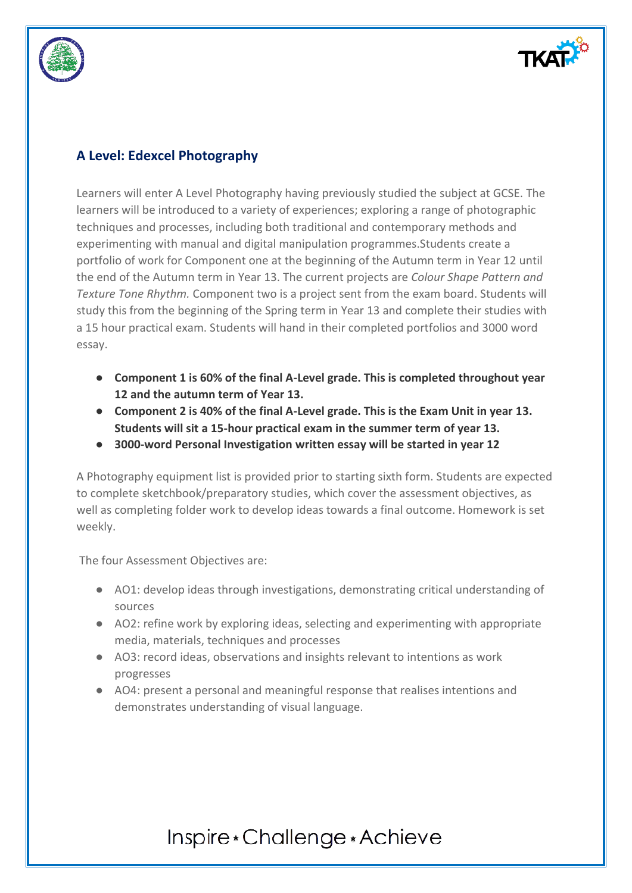## A Level: Edexcel Photography

Learners will enter A Level Photography having previously studied the subject at GCSE. The learners will be introduced to a variety of experiences; exploring a range of photographic techniques and processes, including both traditional and contemporary methods and experimenting with manual and digital manipulation programmes.Students create a portfolio of work for Component one at the beginning of the Autumn term in Year 12 until the end of the Autumn term in Year 13. The current projects are *Colour Shape Pattern and Texture Tone Rhythm.* Component two is a project sent from the exam board. Students will study this from the beginning of the Spring term in Year 13 and complete their studies with a 15 hour practical exam. Students will hand in their completed portfolios and 3000 word essay.

- **Component 1 is 60% of the final A-Level grade. This is completed throughout year 12 and the autumn term of Year 13.**
- **Component 2 is 40% of the final A-Level grade. This is the Exam Unit in year 13. Students will sit a 15-hour practical exam in the summer term of year 13.**
- **3000-word Personal Investigation written essay will be started in year 12**

A Photography equipment list is provided prior to starting sixth form. Students are expected to complete sketchbook/preparatory studies, which cover the assessment objectives, as well as completing folder work to develop ideas towards a final outcome. Homework is set weekly.

The four Assessment Objectives are:

- AO1: develop ideas through investigations, demonstrating critical understanding of sources
- AO2: refine work by exploring ideas, selecting and experimenting with appropriate media, materials, techniques and processes
- AO3: record ideas, observations and insights relevant to intentions as work progresses
- AO4: present a personal and meaningful response that realises intentions and demonstrates understanding of visual language.